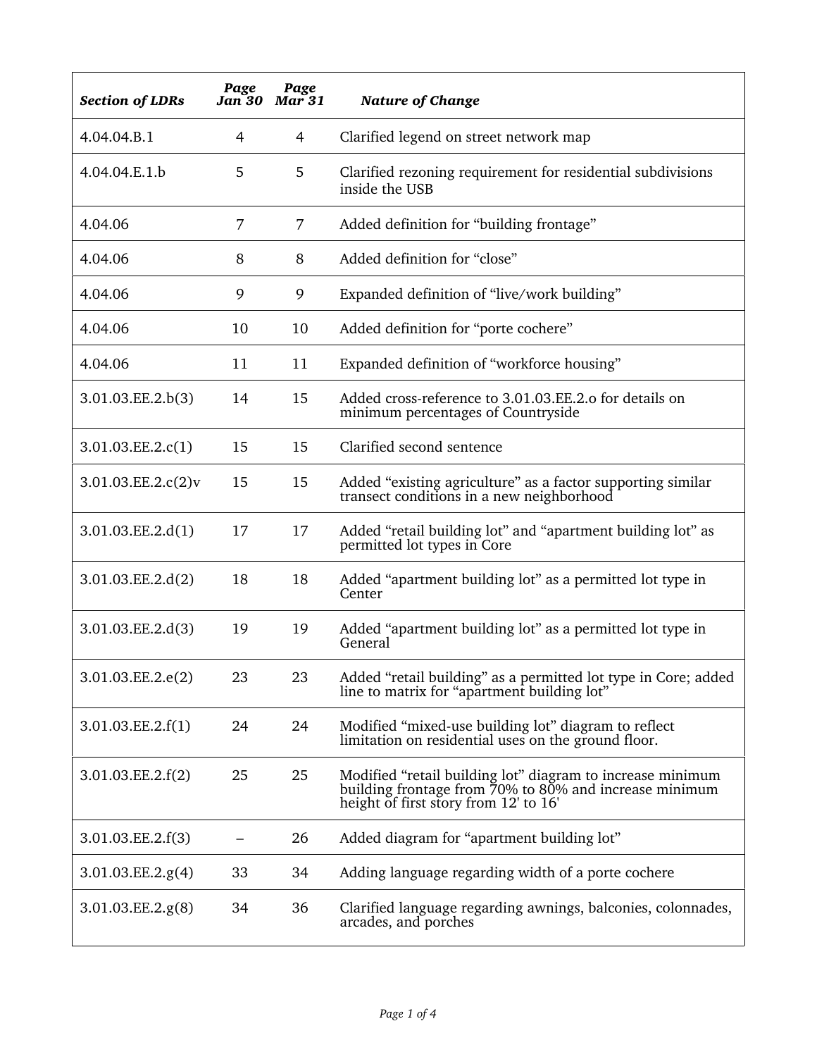| *Section of LDRs* | *Page Jan 30* | *Page Mar 31* | *Nature of Change* |
|---|---|---|---|
| 4.04.04.B.1 | 4 | 4 | Clarified legend on street network map |
| 4.04.04.E.1.b | 5 | 5 | Clarified rezoning requirement for residential subdivisions inside the USB |
| 4.04.06 | 7 | 7 | Added definition for “building frontage” |
| 4.04.06 | 8 | 8 | Added definition for “close” |
| 4.04.06 | 9 | 9 | Expanded definition of “live/work building” |
| 4.04.06 | 10 | 10 | Added definition for “porte cochere” |
| 4.04.06 | 11 | 11 | Expanded definition of “workforce housing” |
| 3.01.03.EE.2.b(3) | 14 | 15 | Added cross-reference to 3.01.03.EE.2.o for details on minimum percentages of Countryside |
| 3.01.03.EE.2.c(1) | 15 | 15 | Clarified second sentence |
| 3.01.03.EE.2.c(2)v | 15 | 15 | Added “existing agriculture” as a factor supporting similar transect conditions in a new neighborhood |
| 3.01.03.EE.2.d(1) | 17 | 17 | Added “retail building lot” and “apartment building lot” as permitted lot types in Core |
| 3.01.03.EE.2.d(2) | 18 | 18 | Added “apartment building lot” as a permitted lot type in Center |
| 3.01.03.EE.2.d(3) | 19 | 19 | Added “apartment building lot” as a permitted lot type in General |
| 3.01.03.EE.2.e(2) | 23 | 23 | Added “retail building” as a permitted lot type in Core; added line to matrix for “apartment building lot” |
| 3.01.03.EE.2.f(1) | 24 | 24 | Modified “mixed-use building lot” diagram to reflect limitation on residential uses on the ground floor. |
| 3.01.03.EE.2.f(2) | 25 | 25 | Modified “retail building lot” diagram to increase minimum building frontage from 70% to 80% and increase minimum height of first story from 12' to 16' |
| 3.01.03.EE.2.f(3) | – | 26 | Added diagram for “apartment building lot” |
| 3.01.03.EE.2.g(4) | 33 | 34 | Adding language regarding width of a porte cochere |
| 3.01.03.EE.2.g(8) | 34 | 36 | Clarified language regarding awnings, balconies, colonnades, arcades, and porches |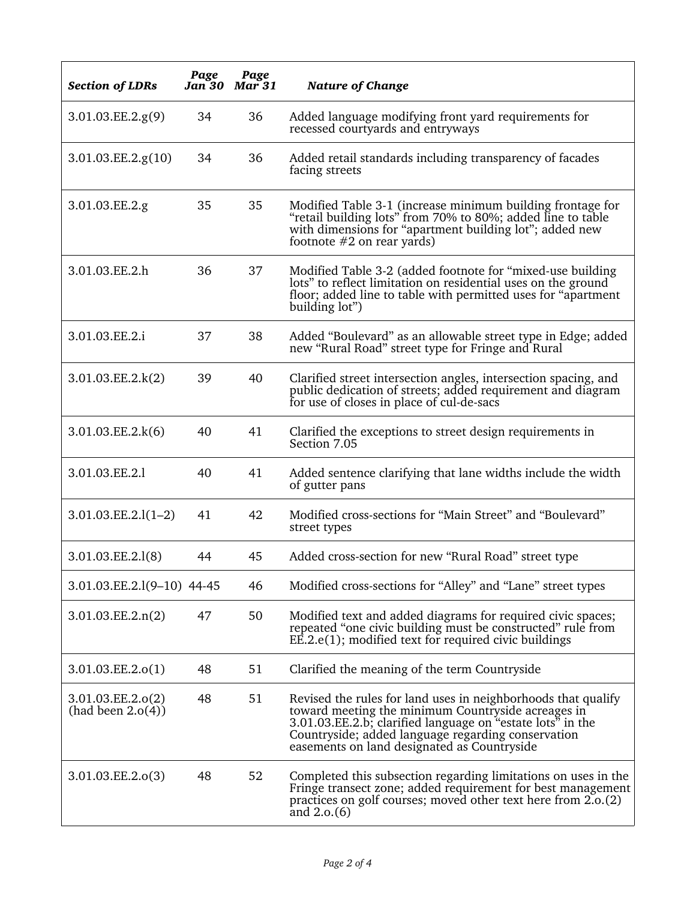| *Section of LDRs* | *Page Jan 30* | *Page Mar 31* | *Nature of Change* |
|---|---|---|---|
| 3.01.03.EE.2.g(9) | 34 | 36 | Added language modifying front yard requirements for recessed courtyards and entryways |
| 3.01.03.EE.2.g(10) | 34 | 36 | Added retail standards including transparency of facades facing streets |
| 3.01.03.EE.2.g | 35 | 35 | Modified Table 3-1 (increase minimum building frontage for "retail building lots" from 70% to 80%; added line to table with dimensions for "apartment building lot"; added new footnote #2 on rear yards) |
| 3.01.03.EE.2.h | 36 | 37 | Modified Table 3-2 (added footnote for "mixed-use building lots" to reflect limitation on residential uses on the ground floor; added line to table with permitted uses for "apartment building lot") |
| 3.01.03.EE.2.i | 37 | 38 | Added "Boulevard" as an allowable street type in Edge; added new "Rural Road" street type for Fringe and Rural |
| 3.01.03.EE.2.k(2) | 39 | 40 | Clarified street intersection angles, intersection spacing, and public dedication of streets; added requirement and diagram for use of closes in place of cul-de-sacs |
| 3.01.03.EE.2.k(6) | 40 | 41 | Clarified the exceptions to street design requirements in Section 7.05 |
| 3.01.03.EE.2.l | 40 | 41 | Added sentence clarifying that lane widths include the width of gutter pans |
| 3.01.03.EE.2.l(1–2) | 41 | 42 | Modified cross-sections for "Main Street" and "Boulevard" street types |
| 3.01.03.EE.2.l(8) | 44 | 45 | Added cross-section for new "Rural Road" street type |
| 3.01.03.EE.2.l(9–10) | 44-45 | 46 | Modified cross-sections for "Alley" and "Lane" street types |
| 3.01.03.EE.2.n(2) | 47 | 50 | Modified text and added diagrams for required civic spaces; repeated "one civic building must be constructed" rule from EE.2.e(1); modified text for required civic buildings |
| 3.01.03.EE.2.o(1) | 48 | 51 | Clarified the meaning of the term Countryside |
| 3.01.03.EE.2.o(2) (had been 2.o(4)) | 48 | 51 | Revised the rules for land uses in neighborhoods that qualify toward meeting the minimum Countryside acreages in 3.01.03.EE.2.b; clarified language on "estate lots" in the Countryside; added language regarding conservation easements on land designated as Countryside |
| 3.01.03.EE.2.o(3) | 48 | 52 | Completed this subsection regarding limitations on uses in the Fringe transect zone; added requirement for best management practices on golf courses; moved other text here from 2.o.(2) and 2.o.(6) |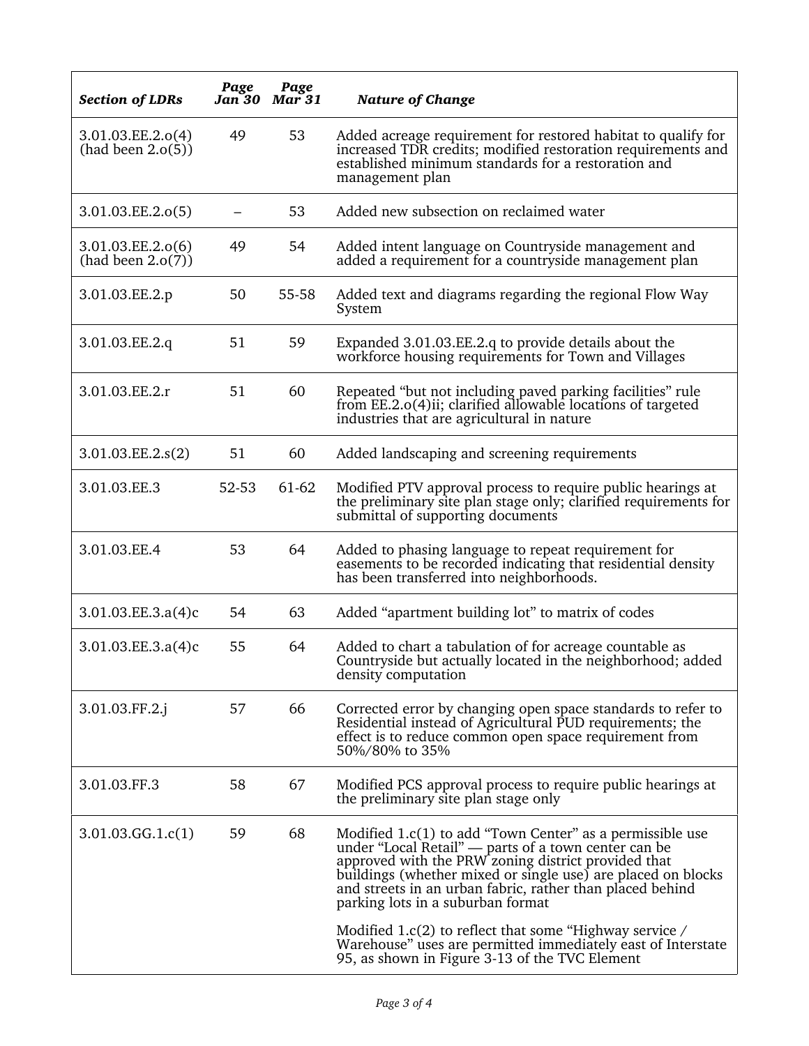| *Section of LDRs* | *Page Jan 30* | *Page Mar 31* | *Nature of Change* |
|---|---|---|---|
| 3.01.03.EE.2.o(4) (had been 2.o(5)) | 49 | 53 | Added acreage requirement for restored habitat to qualify for increased TDR credits; modified restoration requirements and established minimum standards for a restoration and management plan |
| 3.01.03.EE.2.o(5) | – | 53 | Added new subsection on reclaimed water |
| 3.01.03.EE.2.o(6) (had been 2.o(7)) | 49 | 54 | Added intent language on Countryside management and added a requirement for a countryside management plan |
| 3.01.03.EE.2.p | 50 | 55-58 | Added text and diagrams regarding the regional Flow Way System |
| 3.01.03.EE.2.q | 51 | 59 | Expanded 3.01.03.EE.2.q to provide details about the workforce housing requirements for Town and Villages |
| 3.01.03.EE.2.r | 51 | 60 | Repeated "but not including paved parking facilities" rule from EE.2.o(4)ii; clarified allowable locations of targeted industries that are agricultural in nature |
| 3.01.03.EE.2.s(2) | 51 | 60 | Added landscaping and screening requirements |
| 3.01.03.EE.3 | 52-53 | 61-62 | Modified PTV approval process to require public hearings at the preliminary site plan stage only; clarified requirements for submittal of supporting documents |
| 3.01.03.EE.4 | 53 | 64 | Added to phasing language to repeat requirement for easements to be recorded indicating that residential density has been transferred into neighborhoods. |
| 3.01.03.EE.3.a(4)c | 54 | 63 | Added "apartment building lot" to matrix of codes |
| 3.01.03.EE.3.a(4)c | 55 | 64 | Added to chart a tabulation of for acreage countable as Countryside but actually located in the neighborhood; added density computation |
| 3.01.03.FF.2.j | 57 | 66 | Corrected error by changing open space standards to refer to Residential instead of Agricultural PUD requirements; the effect is to reduce common open space requirement from 50%/80% to 35% |
| 3.01.03.FF.3 | 58 | 67 | Modified PCS approval process to require public hearings at the preliminary site plan stage only |
| 3.01.03.GG.1.c(1) | 59 | 68 | Modified 1.c(1) to add "Town Center" as a permissible use under "Local Retail" — parts of a town center can be approved with the PRW zoning district provided that buildings (whether mixed or single use) are placed on blocks and streets in an urban fabric, rather than placed behind parking lots in a suburban format<br><br>Modified 1.c(2) to reflect that some "Highway service / Warehouse" uses are permitted immediately east of Interstate 95, as shown in Figure 3-13 of the TVC Element |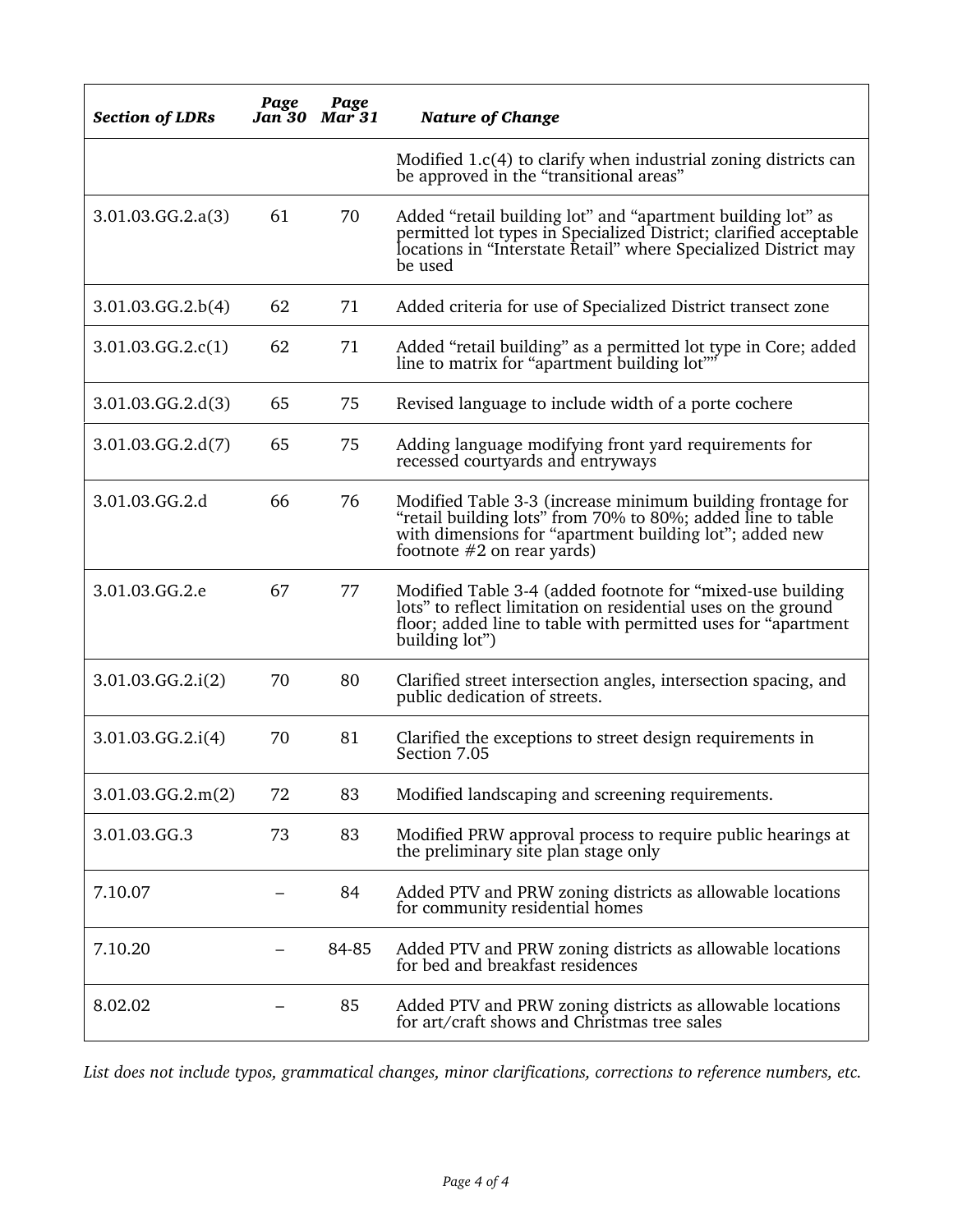| *Section of LDRs* | *Page Jan 30* | *Page Mar 31* | *Nature of Change* |
|---|---|---|---|
| | | | Modified 1.c(4) to clarify when industrial zoning districts can be approved in the "transitional areas" |
| 3.01.03.GG.2.a(3) | 61 | 70 | Added "retail building lot" and "apartment building lot" as permitted lot types in Specialized District; clarified acceptable locations in "Interstate Retail" where Specialized District may be used |
| 3.01.03.GG.2.b(4) | 62 | 71 | Added criteria for use of Specialized District transect zone |
| 3.01.03.GG.2.c(1) | 62 | 71 | Added "retail building" as a permitted lot type in Core; added line to matrix for "apartment building lot"" |
| 3.01.03.GG.2.d(3) | 65 | 75 | Revised language to include width of a porte cochere |
| 3.01.03.GG.2.d(7) | 65 | 75 | Adding language modifying front yard requirements for recessed courtyards and entryways |
| 3.01.03.GG.2.d | 66 | 76 | Modified Table 3-3 (increase minimum building frontage for "retail building lots" from 70% to 80%; added line to table with dimensions for "apartment building lot"; added new footnote #2 on rear yards) |
| 3.01.03.GG.2.e | 67 | 77 | Modified Table 3-4 (added footnote for "mixed-use building lots" to reflect limitation on residential uses on the ground floor; added line to table with permitted uses for "apartment building lot") |
| 3.01.03.GG.2.i(2) | 70 | 80 | Clarified street intersection angles, intersection spacing, and public dedication of streets. |
| 3.01.03.GG.2.i(4) | 70 | 81 | Clarified the exceptions to street design requirements in Section 7.05 |
| 3.01.03.GG.2.m(2) | 72 | 83 | Modified landscaping and screening requirements. |
| 3.01.03.GG.3 | 73 | 83 | Modified PRW approval process to require public hearings at the preliminary site plan stage only |
| 7.10.07 | – | 84 | Added PTV and PRW zoning districts as allowable locations for community residential homes |
| 7.10.20 | – | 84-85 | Added PTV and PRW zoning districts as allowable locations for bed and breakfast residences |
| 8.02.02 | – | 85 | Added PTV and PRW zoning districts as allowable locations for art/craft shows and Christmas tree sales |

*List does not include typos, grammatical changes, minor clarifications, corrections to reference numbers, etc.*